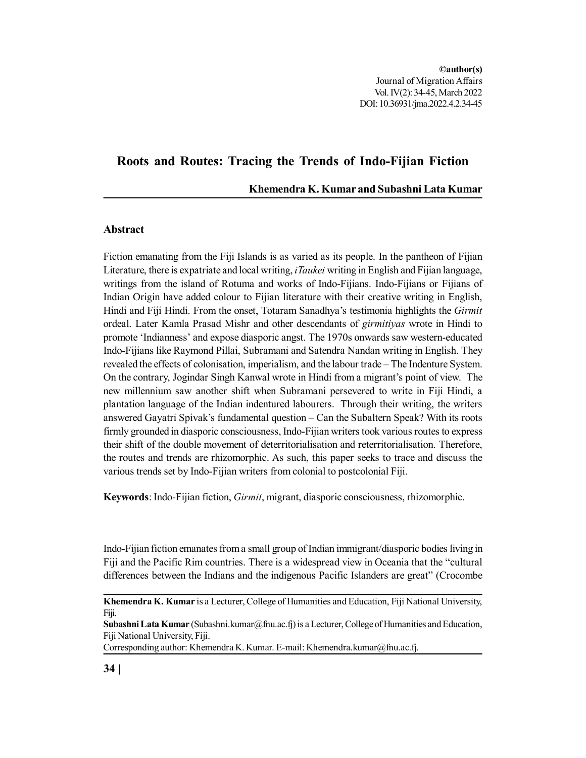# Roots and Routes: Tracing the Trends of Indo-Fijian Fiction

**Khemendra K. Kumar and Subashni Lata Kumar**

## Abstract

Fiction emanating from the Fiji Islands is as varied as its people. In the pantheon of Fijian Literature, there is expatriate and local writing, *iTaukei* writing in English and Fijian language, writings from the island of Rotuma and works of Indo-Fijians. Indo-Fijians or Fijians of Indian Origin have added colour to Fijian literature with their creative writing in English, Hindi and Fiji Hindi. From the onset, Totaram Sanadhya's testimonia highlights the *Girmit* ordeal. Later Kamla Prasad Mishr and other descendants of *girmitiyas* wrote in Hindi to promote 'Indianness' and expose diasporic angst. The 1970s onwards saw western-educated Indo-Fijians like Raymond Pillai, Subramani and Satendra Nandan writing in English. They revealed the effects of colonisation, imperialism, and the labour trade – The Indenture System. On the contrary, Jogindar Singh Kanwal wrote in Hindi from a migrant's point of view. The new millennium saw another shift when Subramani persevered to write in Fiji Hindi, a plantation language of the Indian indentured labourers. Through their writing, the writers answered Gayatri Spivak's fundamental question – Can the Subaltern Speak? With its roots firmly grounded in diasporic consciousness, Indo-Fijian writers took various routes to express their shift of the double movement of deterritorialisation and reterritorialisation. Therefore, the routes and trends are rhizomorphic. As such, this paper seeks to trace and discuss the various trends set by Indo-Fijian writers from colonial to postcolonial Fiji.

**Keywords**: Indo-Fijian fiction, *Girmit*, migrant, diasporic consciousness, rhizomorphic.

Indo-Fijian fiction emanates from a small group of Indian immigrant/diasporic bodies living in Fiji and the Pacific Rim countries. There is a widespread view in Oceania that the "cultural differences between the Indians and the indigenous Pacific Islanders are great" (Crocombe

---

**Khemendra K. Kumar** is a Lecturer, College of Humanities and Education, Fiji National University, Fiji.

**Subashni Lata Kumar** (Subashni.kumar@fnu.ac.fj) is a Lecturer, College of Humanities and Education, Fiji National University, Fiji.

Corresponding author: Khemendra K. Kumar. E-mail: Khemendra.kumar@fnu.ac.fj.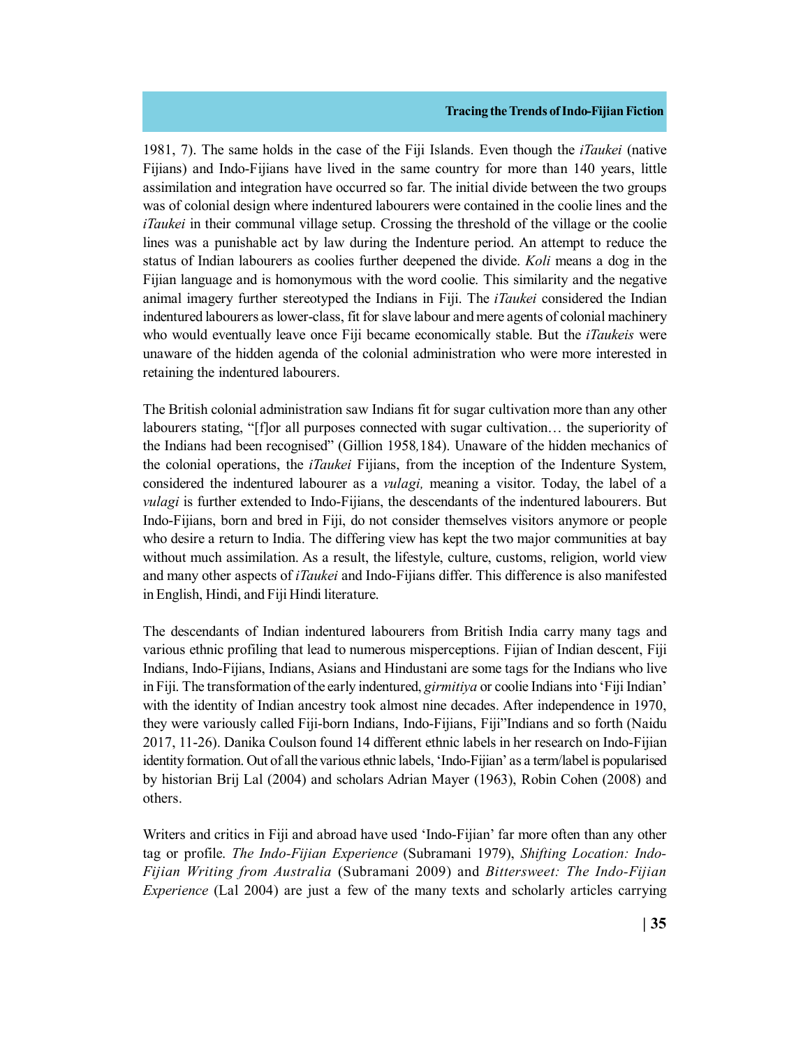1981, 7). The same holds in the case of the Fiji Islands. Even though the *iTaukei* (native Fijians) and Indo-Fijians have lived in the same country for more than 140 years, little assimilation and integration have occurred so far. The initial divide between the two groups was of colonial design where indentured labourers were contained in the coolie lines and the *iTaukei* in their communal village setup. Crossing the threshold of the village or the coolie lines was a punishable act by law during the Indenture period. An attempt to reduce the status of Indian labourers as coolies further deepened the divide. *Koli* means a dog in the Fijian language and is homonymous with the word coolie. This similarity and the negative animal imagery further stereotyped the Indians in Fiji. The *iTaukei* considered the Indian indentured labourers as lower-class, fit for slave labour and mere agents of colonial machinery who would eventually leave once Fiji became economically stable. But the *iTaukeis* were unaware of the hidden agenda of the colonial administration who were more interested in retaining the indentured labourers.

The British colonial administration saw Indians fit for sugar cultivation more than any other labourers stating, "[f]or all purposes connected with sugar cultivation… the superiority of the Indians had been recognised" (Gillion 1958*,*184). Unaware of the hidden mechanics of the colonial operations, the *iTaukei* Fijians, from the inception of the Indenture System, considered the indentured labourer as a *vulagi,* meaning a visitor. Today, the label of a *vulagi* is further extended to Indo-Fijians, the descendants of the indentured labourers. But Indo-Fijians, born and bred in Fiji, do not consider themselves visitors anymore or people who desire a return to India. The differing view has kept the two major communities at bay without much assimilation. As a result, the lifestyle, culture, customs, religion, world view and many other aspects of *iTaukei* and Indo-Fijians differ. This difference is also manifested in English, Hindi, and Fiji Hindi literature.

The descendants of Indian indentured labourers from British India carry many tags and various ethnic profiling that lead to numerous misperceptions. Fijian of Indian descent, Fiji Indians, Indo-Fijians, Indians, Asians and Hindustani are some tags for the Indians who live in Fiji. The transformation of the early indentured, *girmitiya* or coolie Indians into 'Fiji Indian' with the identity of Indian ancestry took almost nine decades. After independence in 1970, they were variously called Fiji-born Indians, Indo-Fijians, Fiji"Indians and so forth (Naidu 2017, 11-26). Danika Coulson found 14 different ethnic labels in her research on Indo-Fijian identity formation. Out of all the various ethnic labels, 'Indo-Fijian' as a term/label is popularised by historian Brij Lal (2004) and scholars Adrian Mayer (1963), Robin Cohen (2008) and others.

Writers and critics in Fiji and abroad have used 'Indo-Fijian' far more often than any other tag or profile. *The Indo-Fijian Experience* (Subramani 1979), *Shifting Location: Indo-Fijian Writing from Australia* (Subramani 2009) and *Bittersweet: The Indo-Fijian Experience* (Lal 2004) are just a few of the many texts and scholarly articles carrying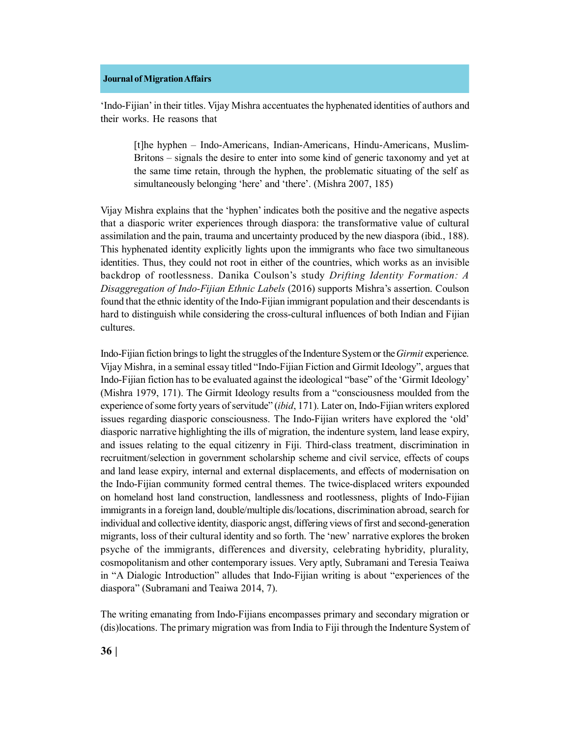'Indo-Fijian' in their titles. Vijay Mishra accentuates the hyphenated identities of authors and their works. He reasons that

> [t]he hyphen – Indo-Americans, Indian-Americans, Hindu-Americans, Muslim-Britons – signals the desire to enter into some kind of generic taxonomy and yet at the same time retain, through the hyphen, the problematic situating of the self as simultaneously belonging 'here' and 'there'. (Mishra 2007, 185)

Vijay Mishra explains that the 'hyphen' indicates both the positive and the negative aspects that a diasporic writer experiences through diaspora: the transformative value of cultural assimilation and the pain, trauma and uncertainty produced by the new diaspora (ibid., 188). This hyphenated identity explicitly lights upon the immigrants who face two simultaneous identities. Thus, they could not root in either of the countries, which works as an invisible backdrop of rootlessness. Danika Coulson's study *Drifting Identity Formation: A Disaggregation of Indo-Fijian Ethnic Labels* (2016) supports Mishra's assertion. Coulson found that the ethnic identity of the Indo-Fijian immigrant population and their descendants is hard to distinguish while considering the cross-cultural influences of both Indian and Fijian cultures.

Indo-Fijian fiction brings to light the struggles of the Indenture System or the *Girmit* experience. Vijay Mishra, in a seminal essay titled "Indo-Fijian Fiction and Girmit Ideology", argues that Indo-Fijian fiction has to be evaluated against the ideological "base" of the 'Girmit Ideology' (Mishra 1979, 171). The Girmit Ideology results from a "consciousness moulded from the experience of some forty years of servitude" (*ibid*, 171). Later on, Indo-Fijian writers explored issues regarding diasporic consciousness. The Indo-Fijian writers have explored the 'old' diasporic narrative highlighting the ills of migration, the indenture system, land lease expiry, and issues relating to the equal citizenry in Fiji. Third-class treatment, discrimination in recruitment/selection in government scholarship scheme and civil service, effects of coups and land lease expiry, internal and external displacements, and effects of modernisation on the Indo-Fijian community formed central themes. The twice-displaced writers expounded on homeland host land construction, landlessness and rootlessness, plights of Indo-Fijian immigrants in a foreign land, double/multiple dis/locations, discrimination abroad, search for individual and collective identity, diasporic angst, differing views of first and second-generation migrants, loss of their cultural identity and so forth. The 'new' narrative explores the broken psyche of the immigrants, differences and diversity, celebrating hybridity, plurality, cosmopolitanism and other contemporary issues. Very aptly, Subramani and Teresia Teaiwa in "A Dialogic Introduction" alludes that Indo-Fijian writing is about "experiences of the diaspora" (Subramani and Teaiwa 2014, 7).

The writing emanating from Indo-Fijians encompasses primary and secondary migration or (dis)locations. The primary migration was from India to Fiji through the Indenture System of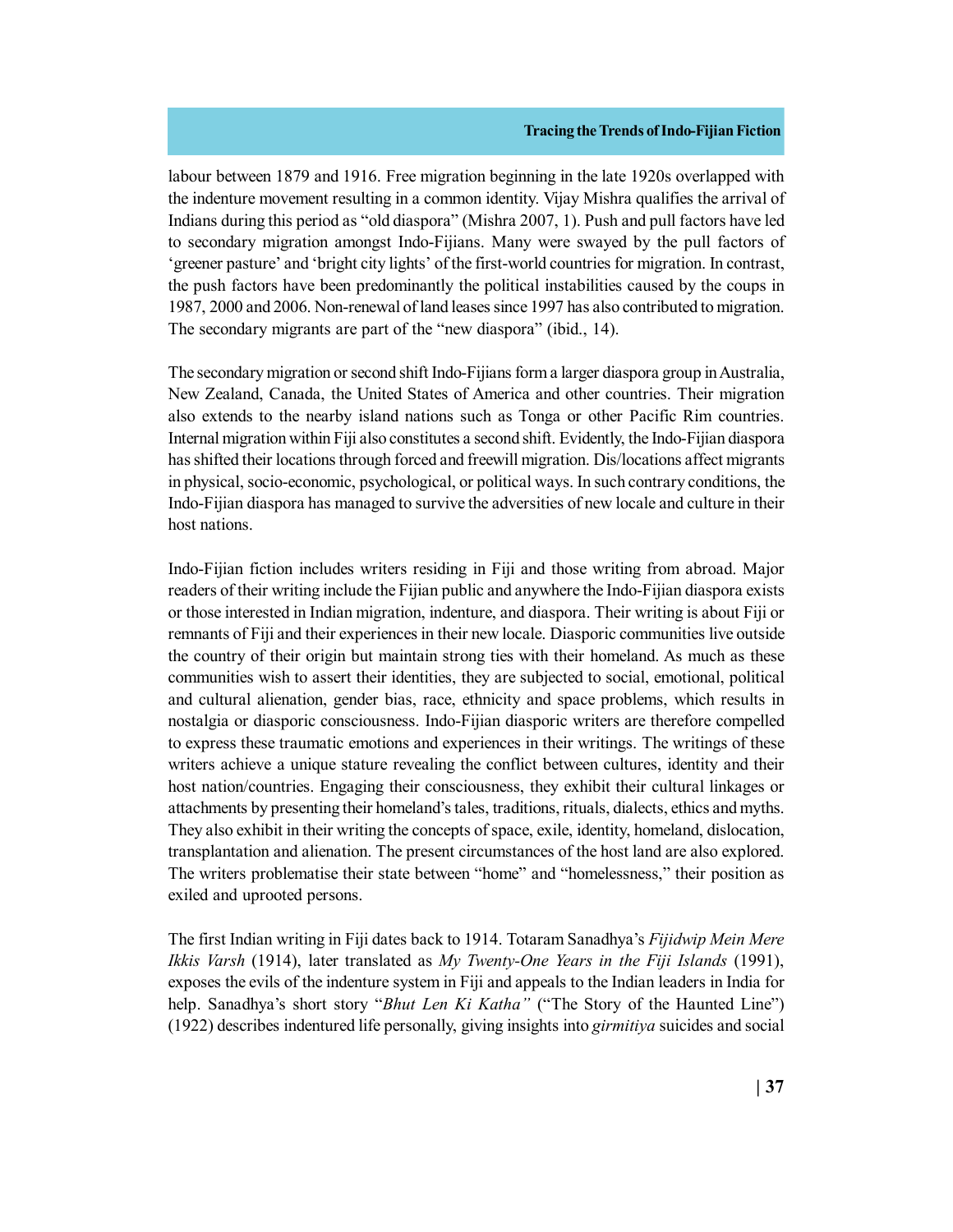labour between 1879 and 1916. Free migration beginning in the late 1920s overlapped with the indenture movement resulting in a common identity. Vijay Mishra qualifies the arrival of Indians during this period as "old diaspora" (Mishra 2007, 1). Push and pull factors have led to secondary migration amongst Indo-Fijians. Many were swayed by the pull factors of 'greener pasture' and 'bright city lights' of the first-world countries for migration. In contrast, the push factors have been predominantly the political instabilities caused by the coups in 1987, 2000 and 2006. Non-renewal of land leases since 1997 has also contributed to migration. The secondary migrants are part of the "new diaspora" (ibid., 14).

The secondary migration or second shift Indo-Fijians form a larger diaspora group in Australia, New Zealand, Canada, the United States of America and other countries. Their migration also extends to the nearby island nations such as Tonga or other Pacific Rim countries. Internal migration within Fiji also constitutes a second shift. Evidently, the Indo-Fijian diaspora has shifted their locations through forced and freewill migration. Dis/locations affect migrants in physical, socio-economic, psychological, or political ways. In such contrary conditions, the Indo-Fijian diaspora has managed to survive the adversities of new locale and culture in their host nations.

Indo-Fijian fiction includes writers residing in Fiji and those writing from abroad. Major readers of their writing include the Fijian public and anywhere the Indo-Fijian diaspora exists or those interested in Indian migration, indenture, and diaspora. Their writing is about Fiji or remnants of Fiji and their experiences in their new locale. Diasporic communities live outside the country of their origin but maintain strong ties with their homeland. As much as these communities wish to assert their identities, they are subjected to social, emotional, political and cultural alienation, gender bias, race, ethnicity and space problems, which results in nostalgia or diasporic consciousness. Indo-Fijian diasporic writers are therefore compelled to express these traumatic emotions and experiences in their writings. The writings of these writers achieve a unique stature revealing the conflict between cultures, identity and their host nation/countries. Engaging their consciousness, they exhibit their cultural linkages or attachments by presenting their homeland's tales, traditions, rituals, dialects, ethics and myths. They also exhibit in their writing the concepts of space, exile, identity, homeland, dislocation, transplantation and alienation. The present circumstances of the host land are also explored. The writers problematise their state between "home" and "homelessness," their position as exiled and uprooted persons.

The first Indian writing in Fiji dates back to 1914. Totaram Sanadhya's *Fijidwip Mein Mere Ikkis Varsh* (1914), later translated as *My Twenty-One Years in the Fiji Islands* (1991), exposes the evils of the indenture system in Fiji and appeals to the Indian leaders in India for help. Sanadhya's short story "*Bhut Len Ki Katha"* ("The Story of the Haunted Line") (1922) describes indentured life personally, giving insights into *girmitiya* suicides and social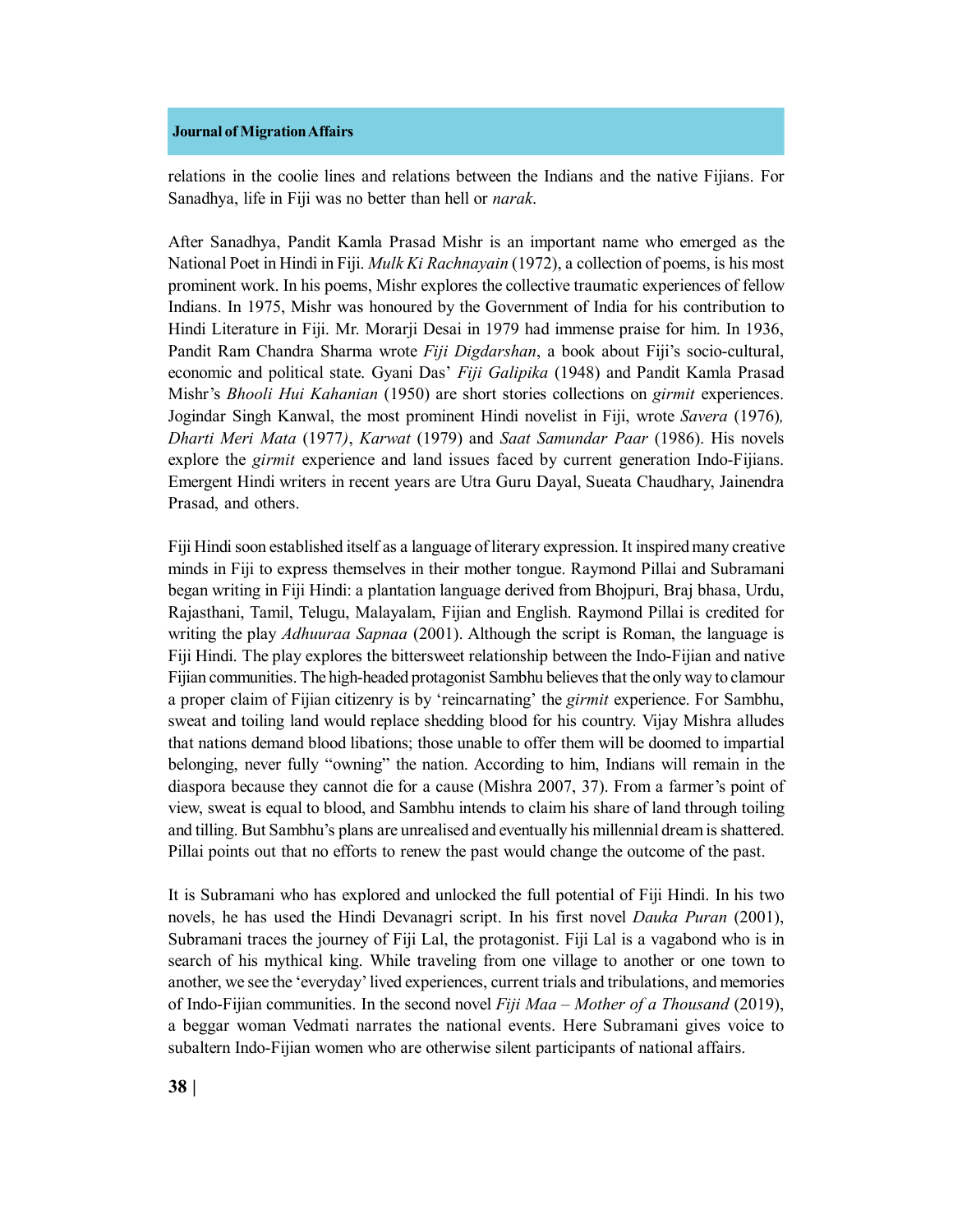relations in the coolie lines and relations between the Indians and the native Fijians. For Sanadhya, life in Fiji was no better than hell or *narak*.

After Sanadhya, Pandit Kamla Prasad Mishr is an important name who emerged as the National Poet in Hindi in Fiji. *Mulk Ki Rachnayain* (1972), a collection of poems, is his most prominent work. In his poems, Mishr explores the collective traumatic experiences of fellow Indians. In 1975, Mishr was honoured by the Government of India for his contribution to Hindi Literature in Fiji. Mr. Morarji Desai in 1979 had immense praise for him. In 1936, Pandit Ram Chandra Sharma wrote *Fiji Digdarshan*, a book about Fiji's socio-cultural, economic and political state. Gyani Das' *Fiji Galipika* (1948) and Pandit Kamla Prasad Mishr's *Bhooli Hui Kahanian* (1950) are short stories collections on *girmit* experiences. Jogindar Singh Kanwal, the most prominent Hindi novelist in Fiji, wrote *Savera* (1976), *Dharti Meri Mata* (1977), *Karwat* (1979) and *Saat Samundar Paar* (1986). His novels explore the *girmit* experience and land issues faced by current generation Indo-Fijians. Emergent Hindi writers in recent years are Utra Guru Dayal, Sueata Chaudhary, Jainendra Prasad, and others.

Fiji Hindi soon established itself as a language of literary expression. It inspired many creative minds in Fiji to express themselves in their mother tongue. Raymond Pillai and Subramani began writing in Fiji Hindi: a plantation language derived from Bhojpuri, Braj bhasa, Urdu, Rajasthani, Tamil, Telugu, Malayalam, Fijian and English. Raymond Pillai is credited for writing the play *Adhuuraa Sapnaa* (2001). Although the script is Roman, the language is Fiji Hindi. The play explores the bittersweet relationship between the Indo-Fijian and native Fijian communities. The high-headed protagonist Sambhu believes that the only way to clamour a proper claim of Fijian citizenry is by 'reincarnating' the *girmit* experience. For Sambhu, sweat and toiling land would replace shedding blood for his country. Vijay Mishra alludes that nations demand blood libations; those unable to offer them will be doomed to impartial belonging, never fully "owning" the nation. According to him, Indians will remain in the diaspora because they cannot die for a cause (Mishra 2007, 37). From a farmer's point of view, sweat is equal to blood, and Sambhu intends to claim his share of land through toiling and tilling. But Sambhu's plans are unrealised and eventually his millennial dream is shattered. Pillai points out that no efforts to renew the past would change the outcome of the past.

It is Subramani who has explored and unlocked the full potential of Fiji Hindi. In his two novels, he has used the Hindi Devanagri script. In his first novel *Dauka Puran* (2001), Subramani traces the journey of Fiji Lal, the protagonist. Fiji Lal is a vagabond who is in search of his mythical king. While traveling from one village to another or one town to another, we see the 'everyday' lived experiences, current trials and tribulations, and memories of Indo-Fijian communities. In the second novel *Fiji Maa – Mother of a Thousand* (2019), a beggar woman Vedmati narrates the national events. Here Subramani gives voice to subaltern Indo-Fijian women who are otherwise silent participants of national affairs.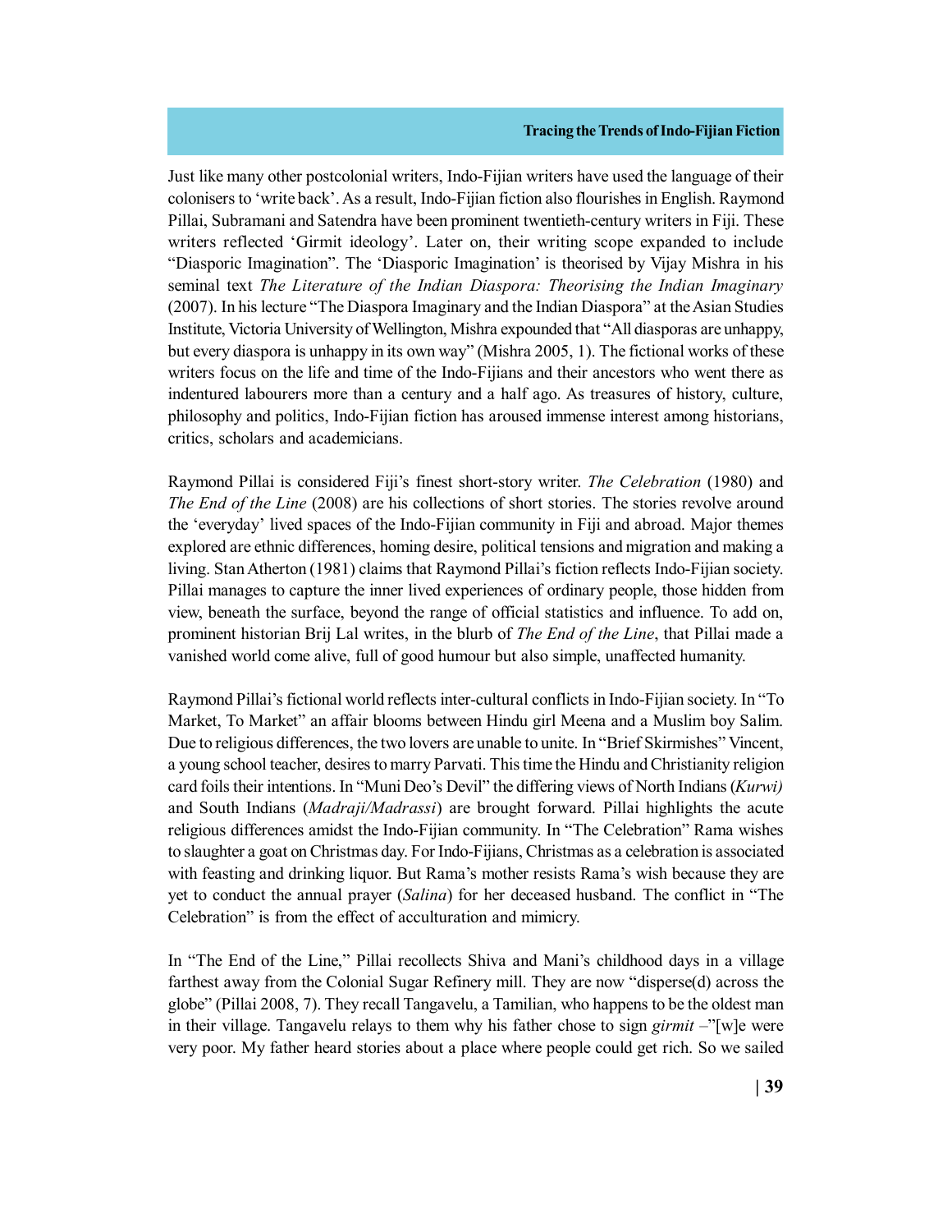Just like many other postcolonial writers, Indo-Fijian writers have used the language of their colonisers to 'write back'. As a result, Indo-Fijian fiction also flourishes in English. Raymond Pillai, Subramani and Satendra have been prominent twentieth-century writers in Fiji. These writers reflected 'Girmit ideology'. Later on, their writing scope expanded to include "Diasporic Imagination". The 'Diasporic Imagination' is theorised by Vijay Mishra in his seminal text *The Literature of the Indian Diaspora: Theorising the Indian Imaginary* (2007). In his lecture "The Diaspora Imaginary and the Indian Diaspora" at the Asian Studies Institute, Victoria University of Wellington, Mishra expounded that "All diasporas are unhappy, but every diaspora is unhappy in its own way" (Mishra 2005, 1). The fictional works of these writers focus on the life and time of the Indo-Fijians and their ancestors who went there as indentured labourers more than a century and a half ago. As treasures of history, culture, philosophy and politics, Indo-Fijian fiction has aroused immense interest among historians, critics, scholars and academicians.

Raymond Pillai is considered Fiji's finest short-story writer. *The Celebration* (1980) and *The End of the Line* (2008) are his collections of short stories. The stories revolve around the 'everyday' lived spaces of the Indo-Fijian community in Fiji and abroad. Major themes explored are ethnic differences, homing desire, political tensions and migration and making a living. Stan Atherton (1981) claims that Raymond Pillai's fiction reflects Indo-Fijian society. Pillai manages to capture the inner lived experiences of ordinary people, those hidden from view, beneath the surface, beyond the range of official statistics and influence. To add on, prominent historian Brij Lal writes, in the blurb of *The End of the Line*, that Pillai made a vanished world come alive, full of good humour but also simple, unaffected humanity.

Raymond Pillai's fictional world reflects inter-cultural conflicts in Indo-Fijian society. In "To Market, To Market" an affair blooms between Hindu girl Meena and a Muslim boy Salim. Due to religious differences, the two lovers are unable to unite. In "Brief Skirmishes" Vincent, a young school teacher, desires to marry Parvati. This time the Hindu and Christianity religion card foils their intentions. In "Muni Deo's Devil" the differing views of North Indians (*Kurwi)* and South Indians (*Madraji/Madrassi*) are brought forward. Pillai highlights the acute religious differences amidst the Indo-Fijian community. In "The Celebration" Rama wishes to slaughter a goat on Christmas day. For Indo-Fijians, Christmas as a celebration is associated with feasting and drinking liquor. But Rama's mother resists Rama's wish because they are yet to conduct the annual prayer (*Salina*) for her deceased husband. The conflict in "The Celebration" is from the effect of acculturation and mimicry.

In "The End of the Line," Pillai recollects Shiva and Mani's childhood days in a village farthest away from the Colonial Sugar Refinery mill. They are now "disperse(d) across the globe" (Pillai 2008, 7). They recall Tangavelu, a Tamilian, who happens to be the oldest man in their village. Tangavelu relays to them why his father chose to sign *girmit* –"[w]e were very poor. My father heard stories about a place where people could get rich. So we sailed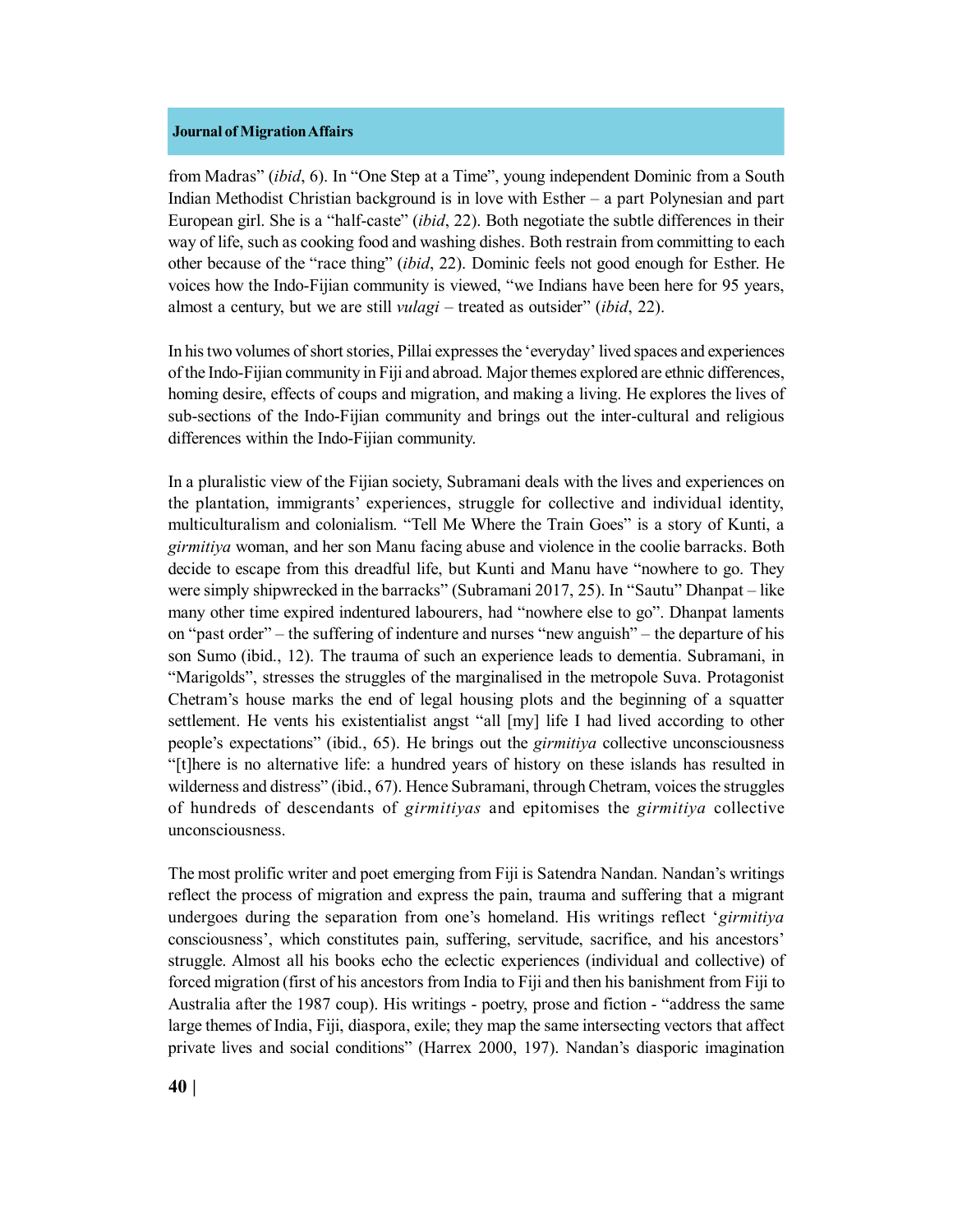from Madras" (*ibid*, 6). In "One Step at a Time", young independent Dominic from a South Indian Methodist Christian background is in love with Esther – a part Polynesian and part European girl. She is a "half-caste" (*ibid*, 22). Both negotiate the subtle differences in their way of life, such as cooking food and washing dishes. Both restrain from committing to each other because of the "race thing" (*ibid*, 22). Dominic feels not good enough for Esther. He voices how the Indo-Fijian community is viewed, "we Indians have been here for 95 years, almost a century, but we are still *vulagi* – treated as outsider" (*ibid*, 22).

In his two volumes of short stories, Pillai expresses the 'everyday' lived spaces and experiences of the Indo-Fijian community in Fiji and abroad. Major themes explored are ethnic differences, homing desire, effects of coups and migration, and making a living. He explores the lives of sub-sections of the Indo-Fijian community and brings out the inter-cultural and religious differences within the Indo-Fijian community.

In a pluralistic view of the Fijian society, Subramani deals with the lives and experiences on the plantation, immigrants' experiences, struggle for collective and individual identity, multiculturalism and colonialism. "Tell Me Where the Train Goes" is a story of Kunti, a *girmitiya* woman, and her son Manu facing abuse and violence in the coolie barracks. Both decide to escape from this dreadful life, but Kunti and Manu have "nowhere to go. They were simply shipwrecked in the barracks" (Subramani 2017, 25). In "Sautu" Dhanpat – like many other time expired indentured labourers, had "nowhere else to go". Dhanpat laments on "past order" – the suffering of indenture and nurses "new anguish" – the departure of his son Sumo (ibid., 12). The trauma of such an experience leads to dementia. Subramani, in "Marigolds", stresses the struggles of the marginalised in the metropole Suva. Protagonist Chetram's house marks the end of legal housing plots and the beginning of a squatter settlement. He vents his existentialist angst "all [my] life I had lived according to other people's expectations" (ibid., 65). He brings out the *girmitiya* collective unconsciousness "[t]here is no alternative life: a hundred years of history on these islands has resulted in wilderness and distress" (ibid., 67). Hence Subramani, through Chetram, voices the struggles of hundreds of descendants of *girmitiyas* and epitomises the *girmitiya* collective unconsciousness.

The most prolific writer and poet emerging from Fiji is Satendra Nandan. Nandan's writings reflect the process of migration and express the pain, trauma and suffering that a migrant undergoes during the separation from one's homeland. His writings reflect '*girmitiya* consciousness', which constitutes pain, suffering, servitude, sacrifice, and his ancestors' struggle. Almost all his books echo the eclectic experiences (individual and collective) of forced migration (first of his ancestors from India to Fiji and then his banishment from Fiji to Australia after the 1987 coup). His writings - poetry, prose and fiction - "address the same large themes of India, Fiji, diaspora, exile; they map the same intersecting vectors that affect private lives and social conditions" (Harrex 2000, 197). Nandan's diasporic imagination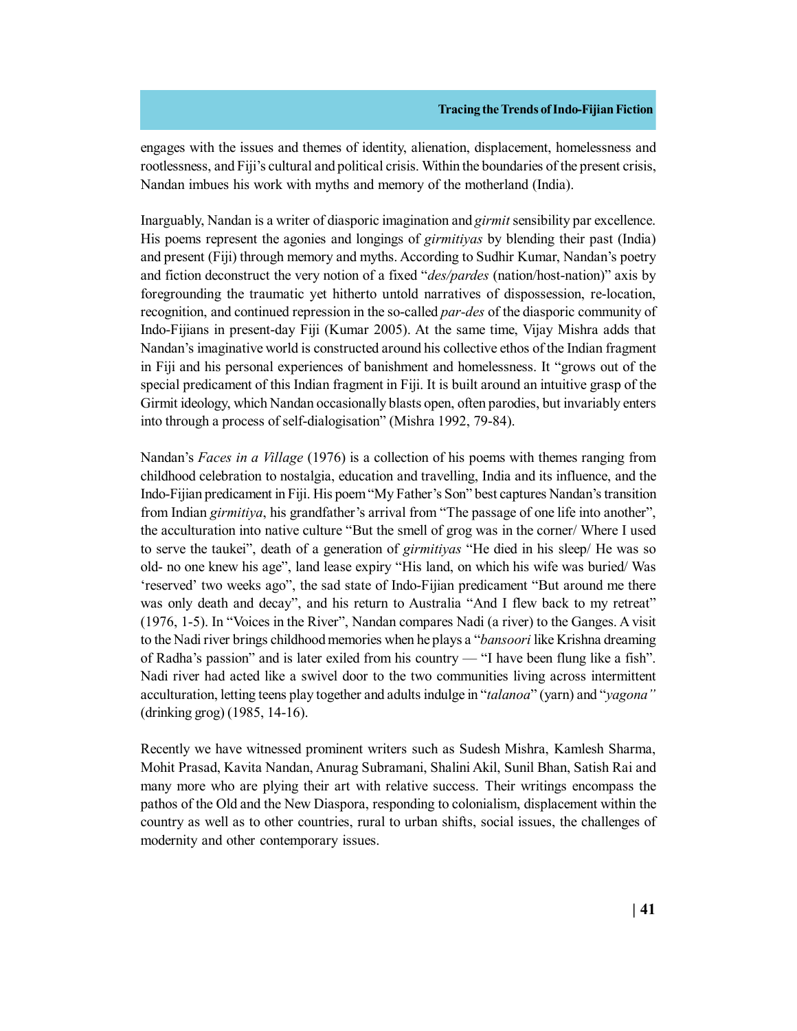engages with the issues and themes of identity, alienation, displacement, homelessness and rootlessness, and Fiji's cultural and political crisis. Within the boundaries of the present crisis, Nandan imbues his work with myths and memory of the motherland (India).

Inarguably, Nandan is a writer of diasporic imagination and *girmit* sensibility par excellence. His poems represent the agonies and longings of *girmitiyas* by blending their past (India) and present (Fiji) through memory and myths. According to Sudhir Kumar, Nandan's poetry and fiction deconstruct the very notion of a fixed "*des/pardes* (nation/host-nation)" axis by foregrounding the traumatic yet hitherto untold narratives of dispossession, re-location, recognition, and continued repression in the so-called *par-des* of the diasporic community of Indo-Fijians in present-day Fiji (Kumar 2005). At the same time, Vijay Mishra adds that Nandan's imaginative world is constructed around his collective ethos of the Indian fragment in Fiji and his personal experiences of banishment and homelessness. It "grows out of the special predicament of this Indian fragment in Fiji. It is built around an intuitive grasp of the Girmit ideology, which Nandan occasionally blasts open, often parodies, but invariably enters into through a process of self-dialogisation" (Mishra 1992, 79-84).

Nandan's *Faces in a Village* (1976) is a collection of his poems with themes ranging from childhood celebration to nostalgia, education and travelling, India and its influence, and the Indo-Fijian predicament in Fiji. His poem "My Father's Son" best captures Nandan's transition from Indian *girmitiya*, his grandfather's arrival from "The passage of one life into another", the acculturation into native culture "But the smell of grog was in the corner/ Where I used to serve the taukei", death of a generation of *girmitiyas* "He died in his sleep/ He was so old- no one knew his age", land lease expiry "His land, on which his wife was buried/ Was 'reserved' two weeks ago", the sad state of Indo-Fijian predicament "But around me there was only death and decay", and his return to Australia "And I flew back to my retreat" (1976, 1-5). In "Voices in the River", Nandan compares Nadi (a river) to the Ganges. A visit to the Nadi river brings childhood memories when he plays a "*bansoori* like Krishna dreaming of Radha's passion" and is later exiled from his country — "I have been flung like a fish". Nadi river had acted like a swivel door to the two communities living across intermittent acculturation, letting teens play together and adults indulge in "*talanoa*" (yarn) and "*yagona"* (drinking grog) (1985, 14-16).

Recently we have witnessed prominent writers such as Sudesh Mishra, Kamlesh Sharma, Mohit Prasad, Kavita Nandan, Anurag Subramani, Shalini Akil, Sunil Bhan, Satish Rai and many more who are plying their art with relative success. Their writings encompass the pathos of the Old and the New Diaspora, responding to colonialism, displacement within the country as well as to other countries, rural to urban shifts, social issues, the challenges of modernity and other contemporary issues.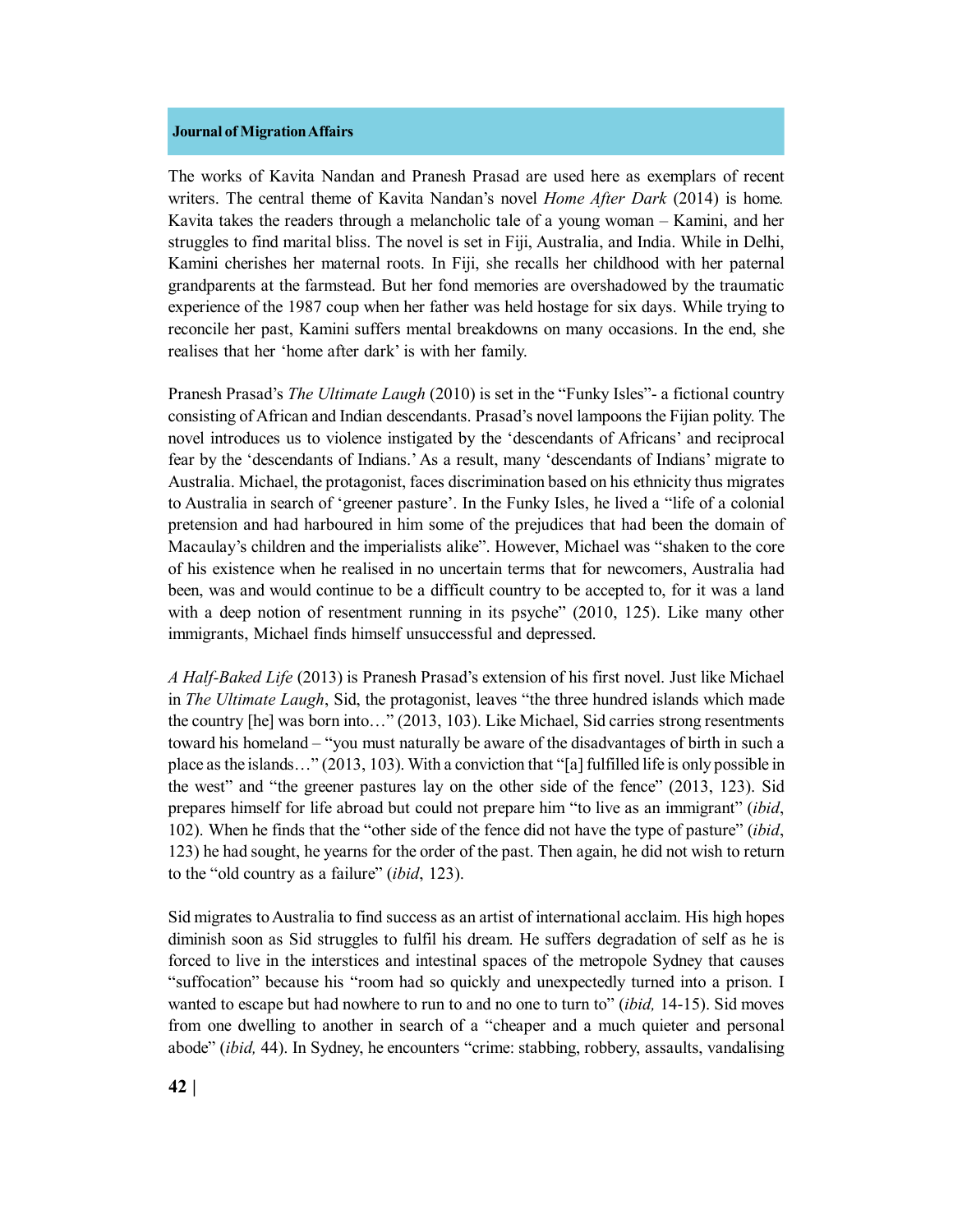The works of Kavita Nandan and Pranesh Prasad are used here as exemplars of recent writers. The central theme of Kavita Nandan's novel *Home After Dark* (2014) is home. Kavita takes the readers through a melancholic tale of a young woman – Kamini, and her struggles to find marital bliss. The novel is set in Fiji, Australia, and India. While in Delhi, Kamini cherishes her maternal roots. In Fiji, she recalls her childhood with her paternal grandparents at the farmstead. But her fond memories are overshadowed by the traumatic experience of the 1987 coup when her father was held hostage for six days. While trying to reconcile her past, Kamini suffers mental breakdowns on many occasions. In the end, she realises that her 'home after dark' is with her family.

Pranesh Prasad's *The Ultimate Laugh* (2010) is set in the "Funky Isles"- a fictional country consisting of African and Indian descendants. Prasad's novel lampoons the Fijian polity. The novel introduces us to violence instigated by the 'descendants of Africans' and reciprocal fear by the 'descendants of Indians.' As a result, many 'descendants of Indians' migrate to Australia. Michael, the protagonist, faces discrimination based on his ethnicity thus migrates to Australia in search of 'greener pasture'. In the Funky Isles, he lived a "life of a colonial pretension and had harboured in him some of the prejudices that had been the domain of Macaulay's children and the imperialists alike". However, Michael was "shaken to the core of his existence when he realised in no uncertain terms that for newcomers, Australia had been, was and would continue to be a difficult country to be accepted to, for it was a land with a deep notion of resentment running in its psyche" (2010, 125). Like many other immigrants, Michael finds himself unsuccessful and depressed.

*A Half-Baked Life* (2013) is Pranesh Prasad's extension of his first novel. Just like Michael in *The Ultimate Laugh*, Sid, the protagonist, leaves "the three hundred islands which made the country [he] was born into…" (2013, 103). Like Michael, Sid carries strong resentments toward his homeland – "you must naturally be aware of the disadvantages of birth in such a place as the islands…" (2013, 103). With a conviction that "[a] fulfilled life is only possible in the west" and "the greener pastures lay on the other side of the fence" (2013, 123). Sid prepares himself for life abroad but could not prepare him "to live as an immigrant" (*ibid*, 102). When he finds that the "other side of the fence did not have the type of pasture" (*ibid*, 123) he had sought, he yearns for the order of the past. Then again, he did not wish to return to the "old country as a failure" (*ibid*, 123).

Sid migrates to Australia to find success as an artist of international acclaim. His high hopes diminish soon as Sid struggles to fulfil his dream. He suffers degradation of self as he is forced to live in the interstices and intestinal spaces of the metropole Sydney that causes "suffocation" because his "room had so quickly and unexpectedly turned into a prison. I wanted to escape but had nowhere to run to and no one to turn to" (*ibid,* 14-15). Sid moves from one dwelling to another in search of a "cheaper and a much quieter and personal abode" (*ibid,* 44). In Sydney, he encounters "crime: stabbing, robbery, assaults, vandalising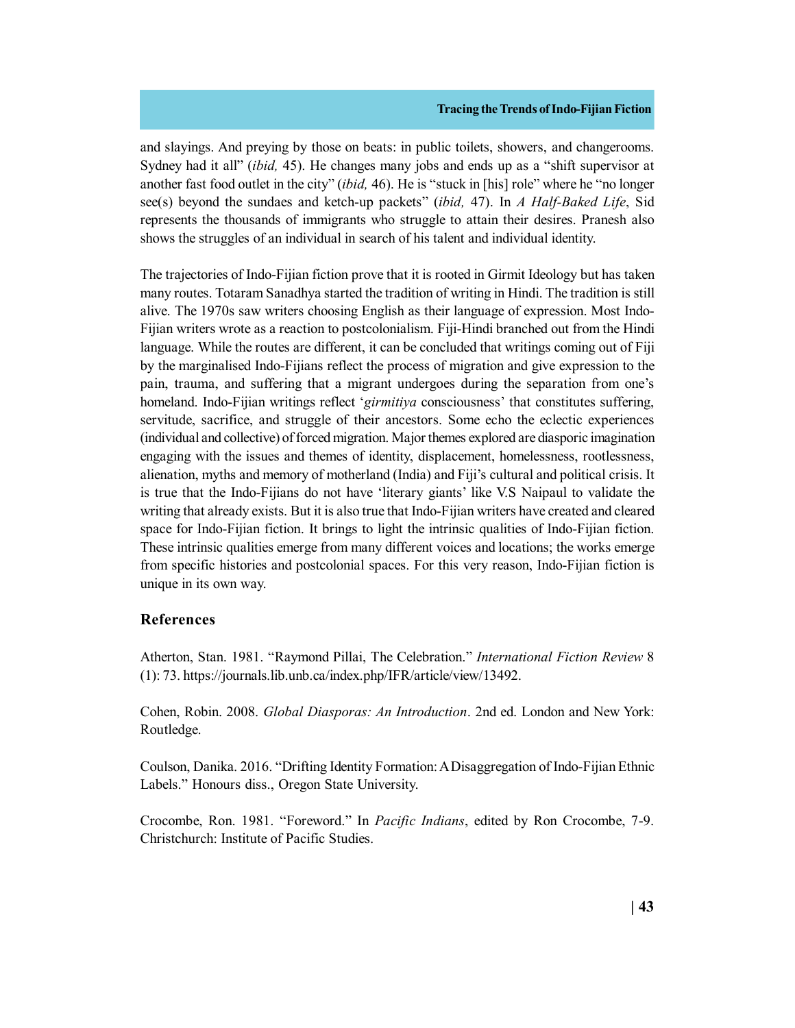and slayings. And preying by those on beats: in public toilets, showers, and changerooms. Sydney had it all" (*ibid,* 45). He changes many jobs and ends up as a "shift supervisor at another fast food outlet in the city" (*ibid,* 46). He is "stuck in [his] role" where he "no longer see(s) beyond the sundaes and ketch-up packets" (*ibid,* 47). In *A Half-Baked Life*, Sid represents the thousands of immigrants who struggle to attain their desires. Pranesh also shows the struggles of an individual in search of his talent and individual identity.

The trajectories of Indo-Fijian fiction prove that it is rooted in Girmit Ideology but has taken many routes. Totaram Sanadhya started the tradition of writing in Hindi. The tradition is still alive. The 1970s saw writers choosing English as their language of expression. Most Indo-Fijian writers wrote as a reaction to postcolonialism. Fiji-Hindi branched out from the Hindi language. While the routes are different, it can be concluded that writings coming out of Fiji by the marginalised Indo-Fijians reflect the process of migration and give expression to the pain, trauma, and suffering that a migrant undergoes during the separation from one's homeland. Indo-Fijian writings reflect '*girmitiya* consciousness' that constitutes suffering, servitude, sacrifice, and struggle of their ancestors. Some echo the eclectic experiences (individual and collective) of forced migration. Major themes explored are diasporic imagination engaging with the issues and themes of identity, displacement, homelessness, rootlessness, alienation, myths and memory of motherland (India) and Fiji's cultural and political crisis. It is true that the Indo-Fijians do not have 'literary giants' like V.S Naipaul to validate the writing that already exists. But it is also true that Indo-Fijian writers have created and cleared space for Indo-Fijian fiction. It brings to light the intrinsic qualities of Indo-Fijian fiction. These intrinsic qualities emerge from many different voices and locations; the works emerge from specific histories and postcolonial spaces. For this very reason, Indo-Fijian fiction is unique in its own way.

## References

Atherton, Stan. 1981. "Raymond Pillai, The Celebration." *International Fiction Review* 8 (1): 73. https://journals.lib.unb.ca/index.php/IFR/article/view/13492.

Cohen, Robin. 2008. *Global Diasporas: An Introduction*. 2nd ed. London and New York: Routledge.

Coulson, Danika. 2016. "Drifting Identity Formation: A Disaggregation of Indo-Fijian Ethnic Labels." Honours diss., Oregon State University.

Crocombe, Ron. 1981. "Foreword." In *Pacific Indians*, edited by Ron Crocombe, 7-9. Christchurch: Institute of Pacific Studies.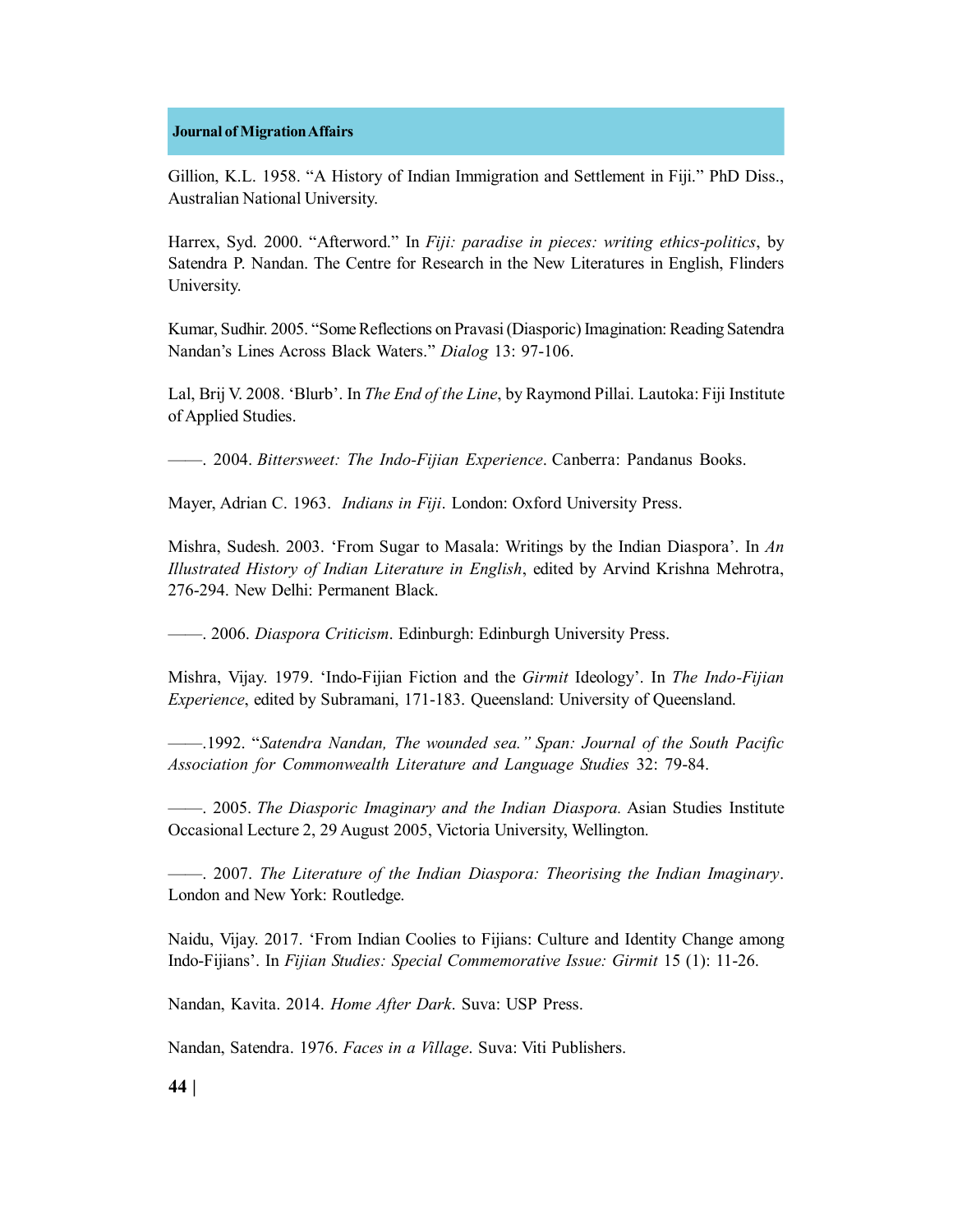Gillion, K.L. 1958. "A History of Indian Immigration and Settlement in Fiji." PhD Diss., Australian National University.

Harrex, Syd. 2000. "Afterword." In *Fiji: paradise in pieces: writing ethics-politics*, by Satendra P. Nandan. The Centre for Research in the New Literatures in English, Flinders University.

Kumar, Sudhir. 2005. "Some Reflections on Pravasi (Diasporic) Imagination: Reading Satendra Nandan's Lines Across Black Waters." *Dialog* 13: 97-106.

Lal, Brij V. 2008. 'Blurb'. In *The End of the Line*, by Raymond Pillai. Lautoka: Fiji Institute of Applied Studies.

——. 2004. *Bittersweet: The Indo-Fijian Experience*. Canberra: Pandanus Books.

Mayer, Adrian C. 1963. *Indians in Fiji*. London: Oxford University Press.

Mishra, Sudesh. 2003. 'From Sugar to Masala: Writings by the Indian Diaspora'. In *An Illustrated History of Indian Literature in English*, edited by Arvind Krishna Mehrotra, 276-294. New Delhi: Permanent Black.

——. 2006. *Diaspora Criticism*. Edinburgh: Edinburgh University Press.

Mishra, Vijay. 1979. 'Indo-Fijian Fiction and the *Girmit* Ideology'. In *The Indo-Fijian Experience*, edited by Subramani, 171-183. Queensland: University of Queensland.

——.1992. "*Satendra Nandan, The wounded sea." Span: Journal of the South Pacific Association for Commonwealth Literature and Language Studies* 32: 79-84.

——. 2005. *The Diasporic Imaginary and the Indian Diaspora.* Asian Studies Institute Occasional Lecture 2, 29 August 2005, Victoria University, Wellington.

——. 2007. *The Literature of the Indian Diaspora: Theorising the Indian Imaginary*. London and New York: Routledge.

Naidu, Vijay. 2017. 'From Indian Coolies to Fijians: Culture and Identity Change among Indo-Fijians'. In *Fijian Studies: Special Commemorative Issue: Girmit* 15 (1): 11-26.

Nandan, Kavita. 2014. *Home After Dark*. Suva: USP Press.

Nandan, Satendra. 1976. *Faces in a Village*. Suva: Viti Publishers.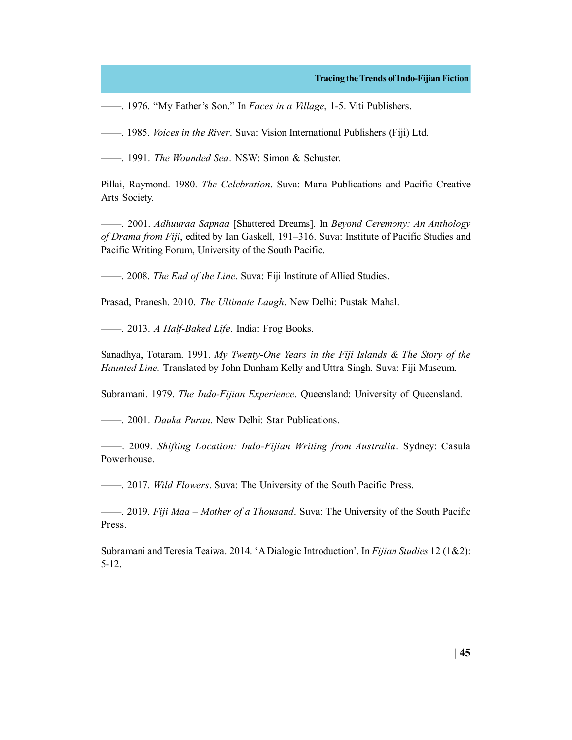——. 1976. “My Father’s Son.” In *Faces in a Village*, 1-5. Viti Publishers.

——. 1985. *Voices in the River*. Suva: Vision International Publishers (Fiji) Ltd.

——. 1991. *The Wounded Sea*. NSW: Simon & Schuster.

Pillai, Raymond. 1980. *The Celebration*. Suva: Mana Publications and Pacific Creative Arts Society.

——. 2001. *Adhuuraa Sapnaa* [Shattered Dreams]. In *Beyond Ceremony: An Anthology of Drama from Fiji*, edited by Ian Gaskell, 191–316. Suva: Institute of Pacific Studies and Pacific Writing Forum, University of the South Pacific.

——. 2008. *The End of the Line*. Suva: Fiji Institute of Allied Studies.

Prasad, Pranesh. 2010. *The Ultimate Laugh*. New Delhi: Pustak Mahal.

——. 2013. *A Half-Baked Life*. India: Frog Books.

Sanadhya, Totaram. 1991. *My Twenty-One Years in the Fiji Islands & The Story of the Haunted Line.* Translated by John Dunham Kelly and Uttra Singh. Suva: Fiji Museum.

Subramani. 1979. *The Indo-Fijian Experience*. Queensland: University of Queensland.

——. 2001. *Dauka Puran*. New Delhi: Star Publications.

——. 2009. *Shifting Location: Indo-Fijian Writing from Australia*. Sydney: Casula Powerhouse.

——. 2017. *Wild Flowers*. Suva: The University of the South Pacific Press.

——. 2019. *Fiji Maa – Mother of a Thousand*. Suva: The University of the South Pacific Press.

Subramani and Teresia Teaiwa. 2014. ‘A Dialogic Introduction’. In *Fijian Studies* 12 (1&2): 5-12.